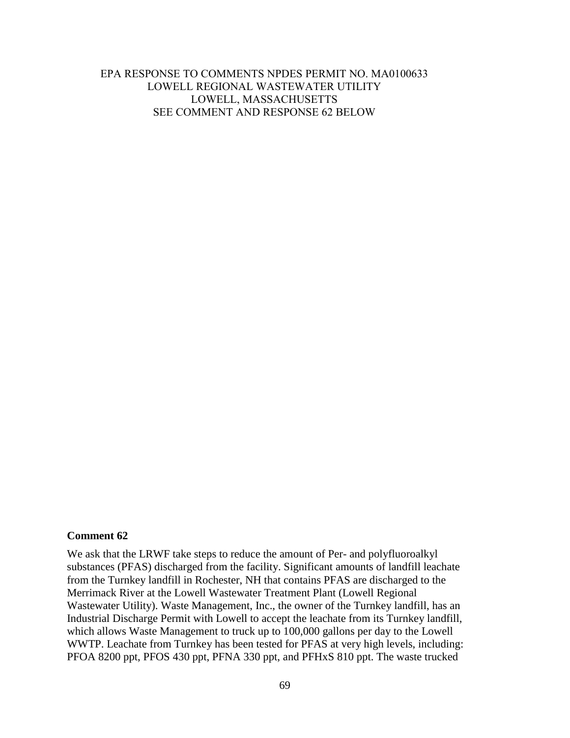EPA RESPONSE TO COMMENTS NPDES PERMIT NO. MA0100633
LOWELL REGIONAL WASTEWATER UTILITY
LOWELL, MASSACHUSETTS
SEE COMMENT AND RESPONSE 62 BELOW

**Comment 62**

We ask that the LRWF take steps to reduce the amount of Per- and polyfluoroalkyl substances (PFAS) discharged from the facility. Significant amounts of landfill leachate from the Turnkey landfill in Rochester, NH that contains PFAS are discharged to the Merrimack River at the Lowell Wastewater Treatment Plant (Lowell Regional Wastewater Utility). Waste Management, Inc., the owner of the Turnkey landfill, has an Industrial Discharge Permit with Lowell to accept the leachate from its Turnkey landfill, which allows Waste Management to truck up to 100,000 gallons per day to the Lowell WWTP. Leachate from Turnkey has been tested for PFAS at very high levels, including: PFOA 8200 ppt, PFOS 430 ppt, PFNA 330 ppt, and PFHxS 810 ppt. The waste trucked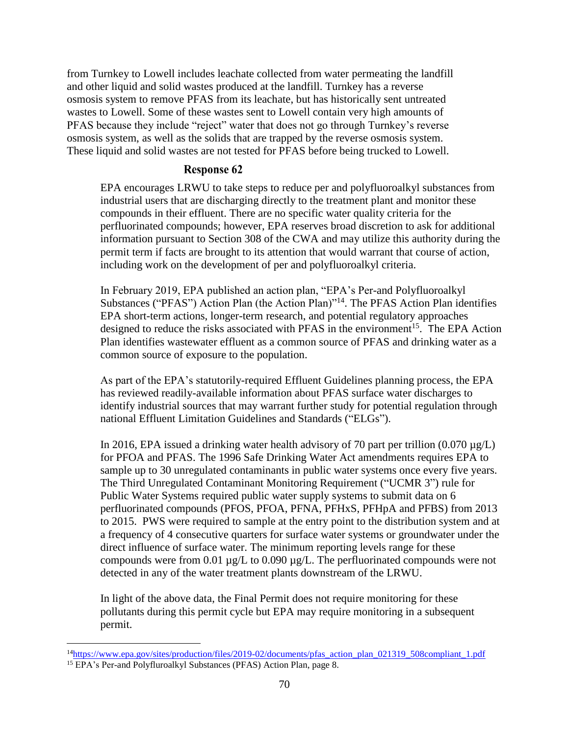from Turnkey to Lowell includes leachate collected from water permeating the landfill and other liquid and solid wastes produced at the landfill. Turnkey has a reverse osmosis system to remove PFAS from its leachate, but has historically sent untreated wastes to Lowell. Some of these wastes sent to Lowell contain very high amounts of PFAS because they include "reject" water that does not go through Turnkey's reverse osmosis system, as well as the solids that are trapped by the reverse osmosis system. These liquid and solid wastes are not tested for PFAS before being trucked to Lowell.

### Response 62

EPA encourages LRWU to take steps to reduce per and polyfluoroalkyl substances from industrial users that are discharging directly to the treatment plant and monitor these compounds in their effluent. There are no specific water quality criteria for the perfluorinated compounds; however, EPA reserves broad discretion to ask for additional information pursuant to Section 308 of the CWA and may utilize this authority during the permit term if facts are brought to its attention that would warrant that course of action, including work on the development of per and polyfluoroalkyl criteria.

In February 2019, EPA published an action plan, "EPA's Per-and Polyfluoroalkyl Substances ("PFAS") Action Plan (the Action Plan)"[14]. The PFAS Action Plan identifies EPA short-term actions, longer-term research, and potential regulatory approaches designed to reduce the risks associated with PFAS in the environment[15]. The EPA Action Plan identifies wastewater effluent as a common source of PFAS and drinking water as a common source of exposure to the population.

As part of the EPA's statutorily-required Effluent Guidelines planning process, the EPA has reviewed readily-available information about PFAS surface water discharges to identify industrial sources that may warrant further study for potential regulation through national Effluent Limitation Guidelines and Standards ("ELGs").

In 2016, EPA issued a drinking water health advisory of 70 part per trillion (0.070 µg/L) for PFOA and PFAS. The 1996 Safe Drinking Water Act amendments requires EPA to sample up to 30 unregulated contaminants in public water systems once every five years. The Third Unregulated Contaminant Monitoring Requirement ("UCMR 3") rule for Public Water Systems required public water supply systems to submit data on 6 perfluorinated compounds (PFOS, PFOA, PFNA, PFHxS, PFHpA and PFBS) from 2013 to 2015. PWS were required to sample at the entry point to the distribution system and at a frequency of 4 consecutive quarters for surface water systems or groundwater under the direct influence of surface water. The minimum reporting levels range for these compounds were from 0.01 µg/L to 0.090 µg/L. The perfluorinated compounds were not detected in any of the water treatment plants downstream of the LRWU.

In light of the above data, the Final Permit does not require monitoring for these pollutants during this permit cycle but EPA may require monitoring in a subsequent permit.

[14] https://www.epa.gov/sites/production/files/2019-02/documents/pfas_action_plan_021319_508compliant_1.pdf

[15] EPA's Per-and Polyfluroalkyl Substances (PFAS) Action Plan, page 8.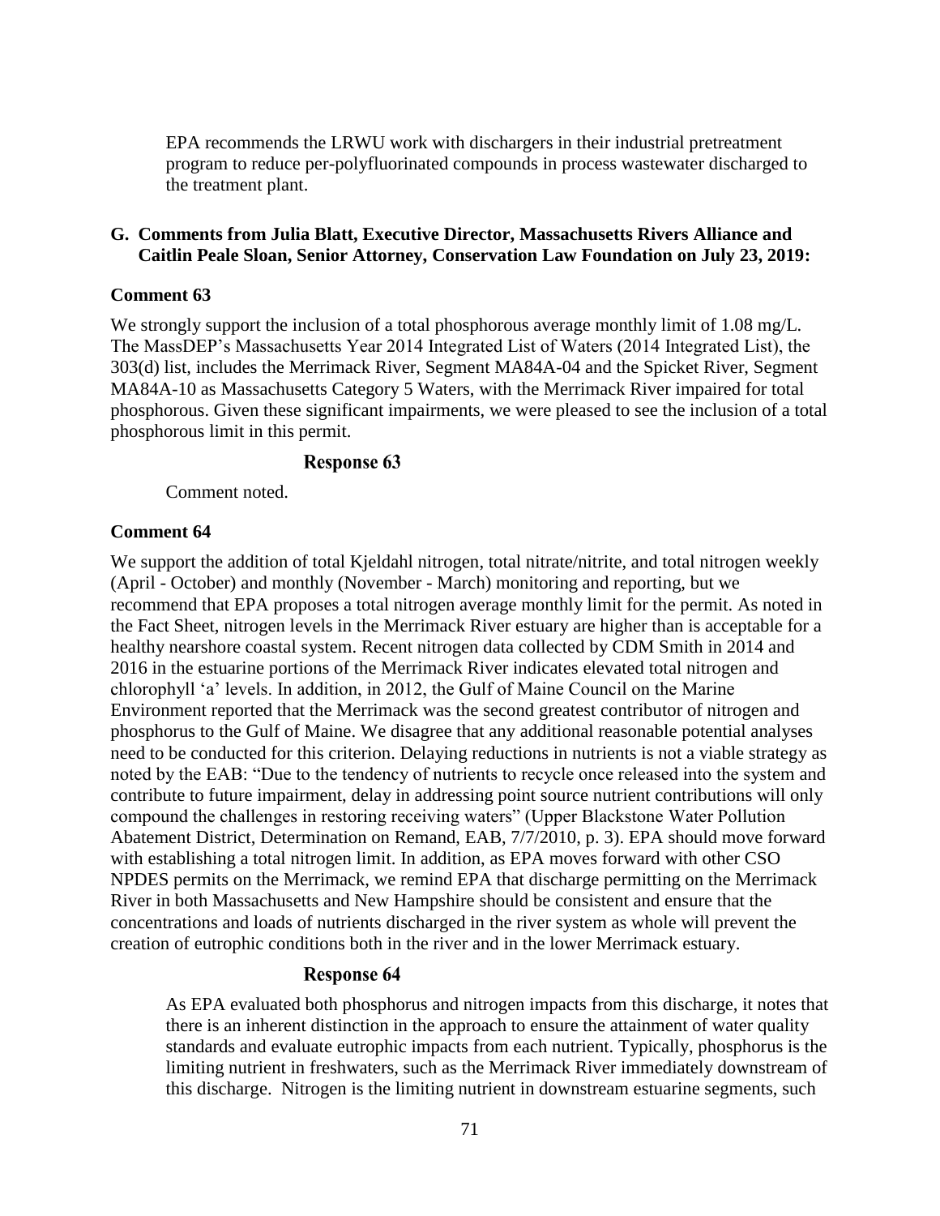EPA recommends the LRWU work with dischargers in their industrial pretreatment program to reduce per-polyfluorinated compounds in process wastewater discharged to the treatment plant.

### G. Comments from Julia Blatt, Executive Director, Massachusetts Rivers Alliance and Caitlin Peale Sloan, Senior Attorney, Conservation Law Foundation on July 23, 2019:

#### Comment 63

We strongly support the inclusion of a total phosphorous average monthly limit of 1.08 mg/L. The MassDEP's Massachusetts Year 2014 Integrated List of Waters (2014 Integrated List), the 303(d) list, includes the Merrimack River, Segment MA84A-04 and the Spicket River, Segment MA84A-10 as Massachusetts Category 5 Waters, with the Merrimack River impaired for total phosphorous. Given these significant impairments, we were pleased to see the inclusion of a total phosphorous limit in this permit.

**Response 63**

Comment noted.

#### Comment 64

We support the addition of total Kjeldahl nitrogen, total nitrate/nitrite, and total nitrogen weekly (April - October) and monthly (November - March) monitoring and reporting, but we recommend that EPA proposes a total nitrogen average monthly limit for the permit. As noted in the Fact Sheet, nitrogen levels in the Merrimack River estuary are higher than is acceptable for a healthy nearshore coastal system. Recent nitrogen data collected by CDM Smith in 2014 and 2016 in the estuarine portions of the Merrimack River indicates elevated total nitrogen and chlorophyll 'a' levels. In addition, in 2012, the Gulf of Maine Council on the Marine Environment reported that the Merrimack was the second greatest contributor of nitrogen and phosphorus to the Gulf of Maine. We disagree that any additional reasonable potential analyses need to be conducted for this criterion. Delaying reductions in nutrients is not a viable strategy as noted by the EAB: "Due to the tendency of nutrients to recycle once released into the system and contribute to future impairment, delay in addressing point source nutrient contributions will only compound the challenges in restoring receiving waters" (Upper Blackstone Water Pollution Abatement District, Determination on Remand, EAB, 7/7/2010, p. 3). EPA should move forward with establishing a total nitrogen limit. In addition, as EPA moves forward with other CSO NPDES permits on the Merrimack, we remind EPA that discharge permitting on the Merrimack River in both Massachusetts and New Hampshire should be consistent and ensure that the concentrations and loads of nutrients discharged in the river system as whole will prevent the creation of eutrophic conditions both in the river and in the lower Merrimack estuary.

**Response 64**

As EPA evaluated both phosphorus and nitrogen impacts from this discharge, it notes that there is an inherent distinction in the approach to ensure the attainment of water quality standards and evaluate eutrophic impacts from each nutrient. Typically, phosphorus is the limiting nutrient in freshwaters, such as the Merrimack River immediately downstream of this discharge. Nitrogen is the limiting nutrient in downstream estuarine segments, such